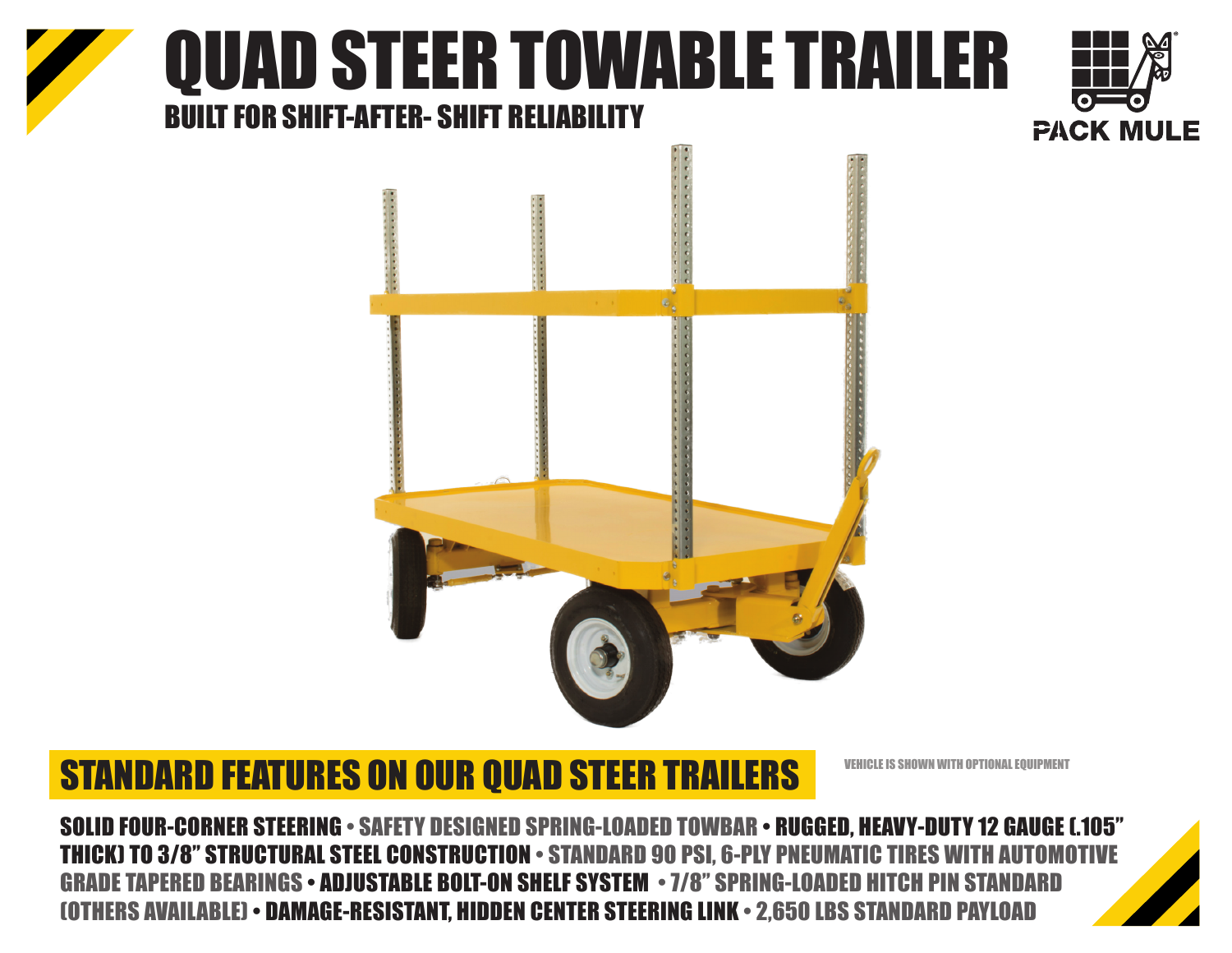# QUAD STEER TOWABLE TRAILER

## BUILT FOR SHIFT-AFTER- SHIFT RELIABILITY

PACK MULE

## STANDARD FEATURES ON OUR QUAD STEER TRAILERS

VEHICLE IS SHOWN WITH OPTIONAL EQUIPMENT

SOLID FOUR-CORNER STEERING • SAFETY DESIGNED SPRING-LOADED TOWBAR • RUGGED, HEAVY-DUTY 12 GAUGE (.105" THICK) TO 3/8" STRUCTURAL STEEL CONSTRUCTION • STANDARD 90 PSI, 6-PLY PNEUMATIC TIRES WITH AUTOMOTIVE GRADE TAPERED BEARINGS • ADJUSTABLE BOLT-ON SHELF SYSTEM • 7/8" SPRING-LOADED HITCH PIN STANDARD (OTHERS AVAILABLE) • DAMAGE-RESISTANT, HIDDEN CENTER STEERING LINK • 2,650 LBS STANDARD PAYLOAD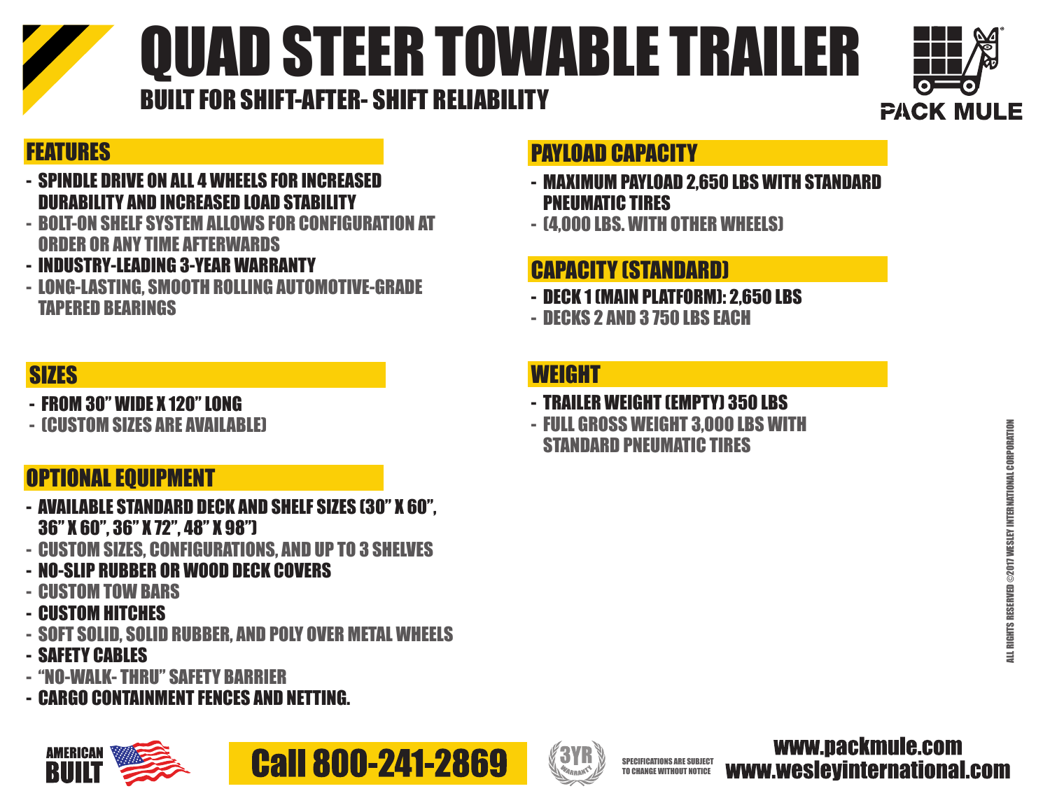# QUAD STEER TOWABLE TRAILER

## BUILT FOR SHIFT-AFTER- SHIFT RELIABILITY

PACK MULE

## FEATURES

- SPINDLE DRIVE ON ALL 4 WHEELS FOR INCREASED DURABILITY AND INCREASED LOAD STABILITY
- BOLT-ON SHELF SYSTEM ALLOWS FOR CONFIGURATION AT ORDER OR ANY TIME AFTERWARDS
- INDUSTRY-LEADING 3-YEAR WARRANTY
- LONG-LASTING, SMOOTH ROLLING AUTOMOTIVE-GRADE TAPERED BEARINGS

## SIZES

- FROM 30" WIDE X 120" LONG
- (CUSTOM SIZES ARE AVAILABLE)

## OPTIONAL EQUIPMENT

- AVAILABLE STANDARD DECK AND SHELF SIZES (30" X 60", 36" X 60", 36" X 72", 48" X 98")
- CUSTOM SIZES, CONFIGURATIONS, AND UP TO 3 SHELVES
- NO-SLIP RUBBER OR WOOD DECK COVERS
- CUSTOM TOW BARS
- CUSTOM HITCHES
- SOFT SOLID, SOLID RUBBER, AND POLY OVER METAL WHEELS
- SAFETY CABLES
- "NO-WALK- THRU" SAFETY BARRIER
- CARGO CONTAINMENT FENCES AND NETTING.

## PAYLOAD CAPACITY

- MAXIMUM PAYLOAD 2,650 LBS WITH STANDARD PNEUMATIC TIRES
- (4,000 LBS. WITH OTHER WHEELS)

## CAPACITY (STANDARD)

- DECK 1 (MAIN PLATFORM): 2,650 LBS
- DECKS 2 AND 3 750 LBS EACH

## WEIGHT

- TRAILER WEIGHT (EMPTY) 350 LBS
- FULL GROSS WEIGHT 3,000 LBS WITH STANDARD PNEUMATIC TIRES

ALL RIGHTS RESERVED ©2017 WESLEY INTERNATIONAL CORPORATION

AMERICAN BUILT

Call 800-241-2869

3YR WARRANTY

SPECIFICATIONS ARE SUBJECT TO CHANGE WITHOUT NOTICE

www.packmule.com
www.wesleyinternational.com